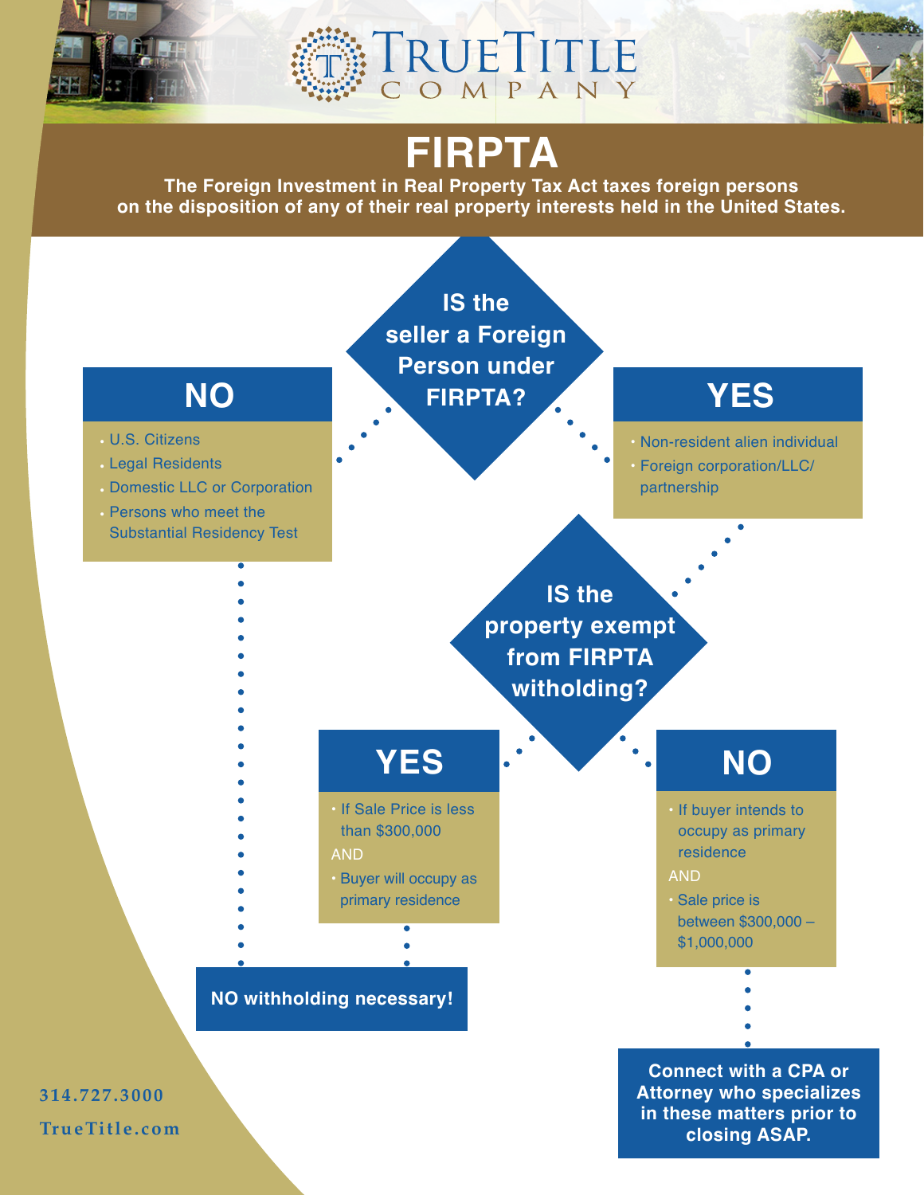TrueTitle Company

# FIRPTA

**The Foreign Investment in Real Property Tax Act taxes foreign persons on the disposition of any of their real property interests held in the United States.**

## IS the seller a Foreign Person under FIRPTA?

### NO

- U.S. Citizens
- Legal Residents
- Domestic LLC or Corporation
- Persons who meet the Substantial Residency Test

### YES

- Non-resident alien individual
- Foreign corporation/LLC/ partnership

## IS the property exempt from FIRPTA witholding?

### YES

- If Sale Price is less than $300,000

AND

- Buyer will occupy as primary residence

### NO

- If buyer intends to occupy as primary residence

AND

- Sale price is between $300,000 – $1,000,000

**NO withholding necessary!**

**Connect with a CPA or Attorney who specializes in these matters prior to closing ASAP.**

314.727.3000

TrueTitle.com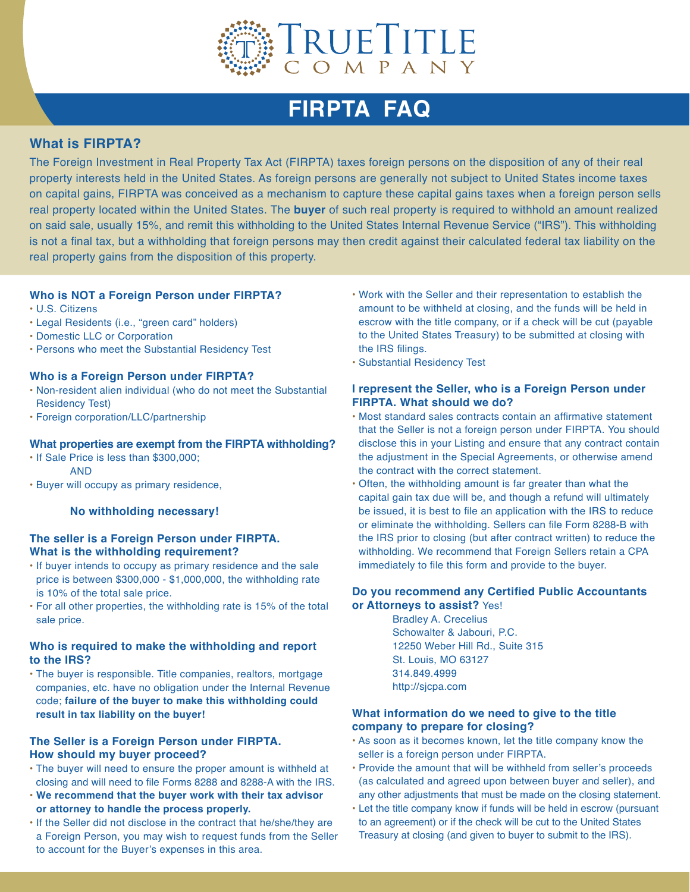# TrueTitle Company

# FIRPTA FAQ

## What is FIRPTA?

The Foreign Investment in Real Property Tax Act (FIRPTA) taxes foreign persons on the disposition of any of their real property interests held in the United States. As foreign persons are generally not subject to United States income taxes on capital gains, FIRPTA was conceived as a mechanism to capture these capital gains taxes when a foreign person sells real property located within the United States. The **buyer** of such real property is required to withhold an amount realized on said sale, usually 15%, and remit this withholding to the United States Internal Revenue Service ("IRS"). This withholding is not a final tax, but a withholding that foreign persons may then credit against their calculated federal tax liability on the real property gains from the disposition of this property.

### Who is NOT a Foreign Person under FIRPTA?

- U.S. Citizens
- Legal Residents (i.e., "green card" holders)
- Domestic LLC or Corporation
- Persons who meet the Substantial Residency Test

### Who is a Foreign Person under FIRPTA?

- Non-resident alien individual (who do not meet the Substantial Residency Test)
- Foreign corporation/LLC/partnership

### What properties are exempt from the FIRPTA withholding?

- If Sale Price is less than $300,000;
  AND
- Buyer will occupy as primary residence,

**No withholding necessary!**

### The seller is a Foreign Person under FIRPTA. What is the withholding requirement?

- If buyer intends to occupy as primary residence and the sale price is between $300,000 - $1,000,000, the withholding rate is 10% of the total sale price.
- For all other properties, the withholding rate is 15% of the total sale price.

### Who is required to make the withholding and report to the IRS?

- The buyer is responsible. Title companies, realtors, mortgage companies, etc. have no obligation under the Internal Revenue code; **failure of the buyer to make this withholding could result in tax liability on the buyer!**

### The Seller is a Foreign Person under FIRPTA. How should my buyer proceed?

- The buyer will need to ensure the proper amount is withheld at closing and will need to file Forms 8288 and 8288-A with the IRS.
- **We recommend that the buyer work with their tax advisor or attorney to handle the process properly.**
- If the Seller did not disclose in the contract that he/she/they are a Foreign Person, you may wish to request funds from the Seller to account for the Buyer's expenses in this area.
- Work with the Seller and their representation to establish the amount to be withheld at closing, and the funds will be held in escrow with the title company, or if a check will be cut (payable to the United States Treasury) to be submitted at closing with the IRS filings.
- Substantial Residency Test

### I represent the Seller, who is a Foreign Person under FIRPTA. What should we do?

- Most standard sales contracts contain an affirmative statement that the Seller is not a foreign person under FIRPTA. You should disclose this in your Listing and ensure that any contract contain the adjustment in the Special Agreements, or otherwise amend the contract with the correct statement.
- Often, the withholding amount is far greater than what the capital gain tax due will be, and though a refund will ultimately be issued, it is best to file an application with the IRS to reduce or eliminate the withholding. Sellers can file Form 8288-B with the IRS prior to closing (but after contract written) to reduce the withholding. We recommend that Foreign Sellers retain a CPA immediately to file this form and provide to the buyer.

### Do you recommend any Certified Public Accountants or Attorneys to assist? Yes!

Bradley A. Crecelius
Schowalter & Jabouri, P.C.
12250 Weber Hill Rd., Suite 315
St. Louis, MO 63127
314.849.4999
http://sjcpa.com

### What information do we need to give to the title company to prepare for closing?

- As soon as it becomes known, let the title company know the seller is a foreign person under FIRPTA.
- Provide the amount that will be withheld from seller's proceeds (as calculated and agreed upon between buyer and seller), and any other adjustments that must be made on the closing statement.
- Let the title company know if funds will be held in escrow (pursuant to an agreement) or if the check will be cut to the United States Treasury at closing (and given to buyer to submit to the IRS).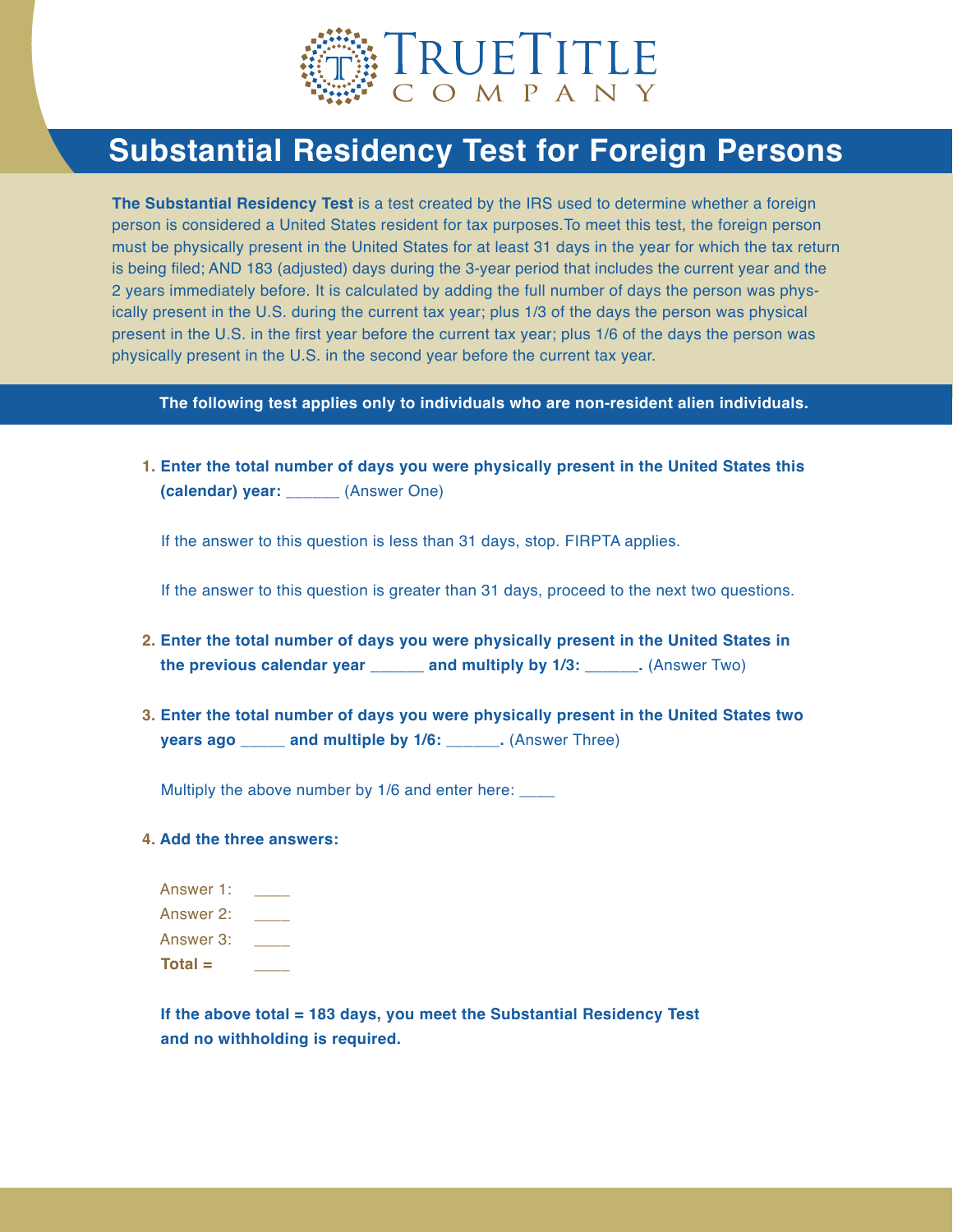TRUETITLE COMPANY

# Substantial Residency Test for Foreign Persons

**The Substantial Residency Test** is a test created by the IRS used to determine whether a foreign person is considered a United States resident for tax purposes.To meet this test, the foreign person must be physically present in the United States for at least 31 days in the year for which the tax return is being filed; AND 183 (adjusted) days during the 3-year period that includes the current year and the 2 years immediately before. It is calculated by adding the full number of days the person was physically present in the U.S. during the current tax year; plus 1/3 of the days the person was physical present in the U.S. in the first year before the current tax year; plus 1/6 of the days the person was physically present in the U.S. in the second year before the current tax year.

**The following test applies only to individuals who are non-resident alien individuals.**

1. **Enter the total number of days you were physically present in the United States this (calendar) year:** ______ (Answer One)

   If the answer to this question is less than 31 days, stop. FIRPTA applies.

   If the answer to this question is greater than 31 days, proceed to the next two questions.

2. **Enter the total number of days you were physically present in the United States in the previous calendar year ______ and multiply by 1/3: ______.** (Answer Two)

3. **Enter the total number of days you were physically present in the United States two years ago _____ and multiple by 1/6: ______.** (Answer Three)

   Multiply the above number by 1/6 and enter here: ____

4. **Add the three answers:**

   Answer 1: ____
   Answer 2: ____
   Answer 3: ____
   **Total =** ____

   **If the above total = 183 days, you meet the Substantial Residency Test and no withholding is required.**